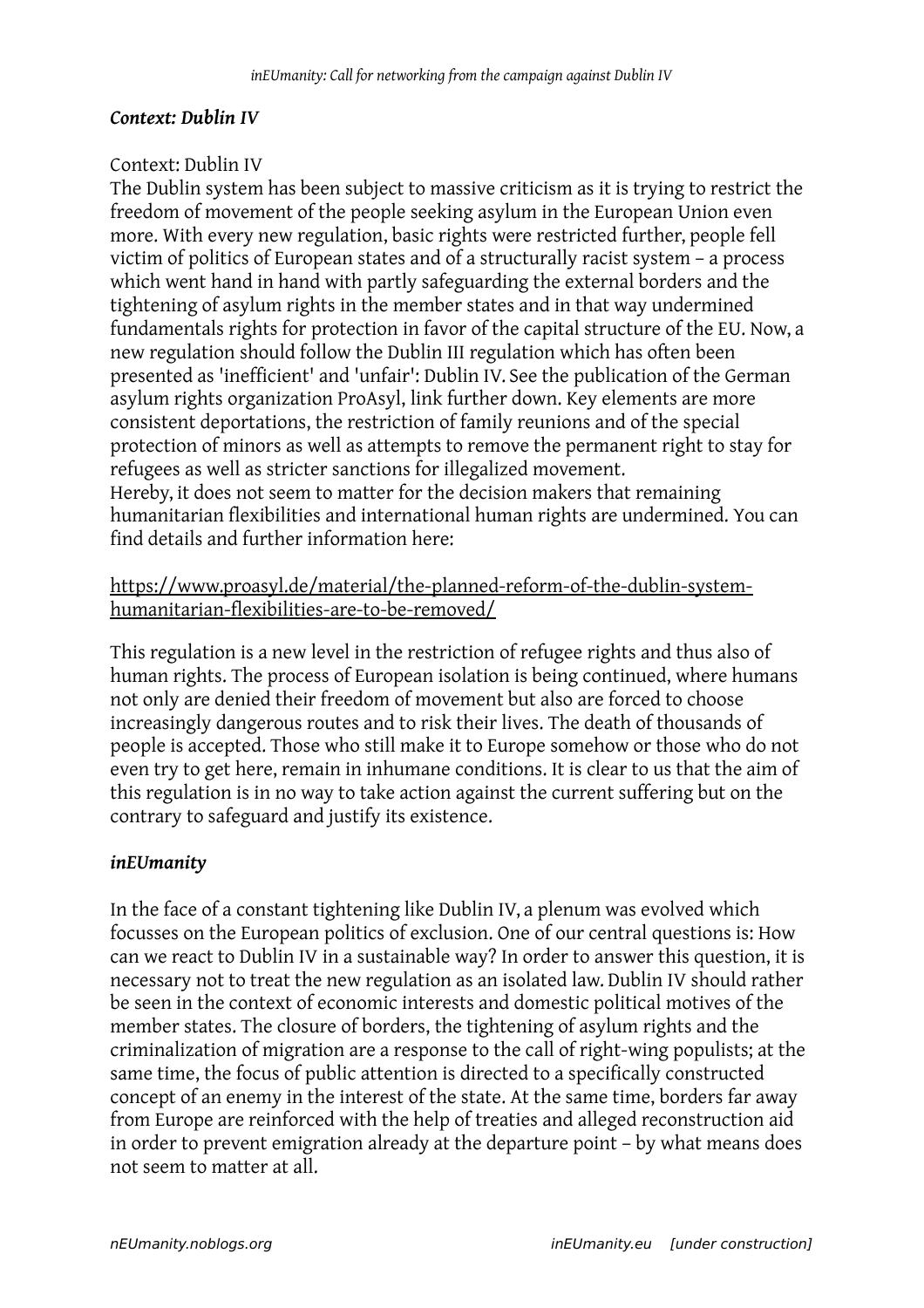### *Context: Dublin IV*

Context: Dublin IV
The Dublin system has been subject to massive criticism as it is trying to restrict the freedom of movement of the people seeking asylum in the European Union even more. With every new regulation, basic rights were restricted further, people fell victim of politics of European states and of a structurally racist system – a process which went hand in hand with partly safeguarding the external borders and the tightening of asylum rights in the member states and in that way undermined fundamentals rights for protection in favor of the capital structure of the EU. Now, a new regulation should follow the Dublin III regulation which has often been presented as 'inefficient' and 'unfair': Dublin IV. See the publication of the German asylum rights organization ProAsyl, link further down. Key elements are more consistent deportations, the restriction of family reunions and of the special protection of minors as well as attempts to remove the permanent right to stay for refugees as well as stricter sanctions for illegalized movement.
Hereby, it does not seem to matter for the decision makers that remaining humanitarian flexibilities and international human rights are undermined. You can find details and further information here:

https://www.proasyl.de/material/the-planned-reform-of-the-dublin-system-humanitarian-flexibilities-are-to-be-removed/

This regulation is a new level in the restriction of refugee rights and thus also of human rights. The process of European isolation is being continued, where humans not only are denied their freedom of movement but also are forced to choose increasingly dangerous routes and to risk their lives. The death of thousands of people is accepted. Those who still make it to Europe somehow or those who do not even try to get here, remain in inhumane conditions. It is clear to us that the aim of this regulation is in no way to take action against the current suffering but on the contrary to safeguard and justify its existence.

### *inEUmanity*

In the face of a constant tightening like Dublin IV, a plenum was evolved which focusses on the European politics of exclusion. One of our central questions is: How can we react to Dublin IV in a sustainable way? In order to answer this question, it is necessary not to treat the new regulation as an isolated law. Dublin IV should rather be seen in the context of economic interests and domestic political motives of the member states. The closure of borders, the tightening of asylum rights and the criminalization of migration are a response to the call of right-wing populists; at the same time, the focus of public attention is directed to a specifically constructed concept of an enemy in the interest of the state. At the same time, borders far away from Europe are reinforced with the help of treaties and alleged reconstruction aid in order to prevent emigration already at the departure point – by what means does not seem to matter at all.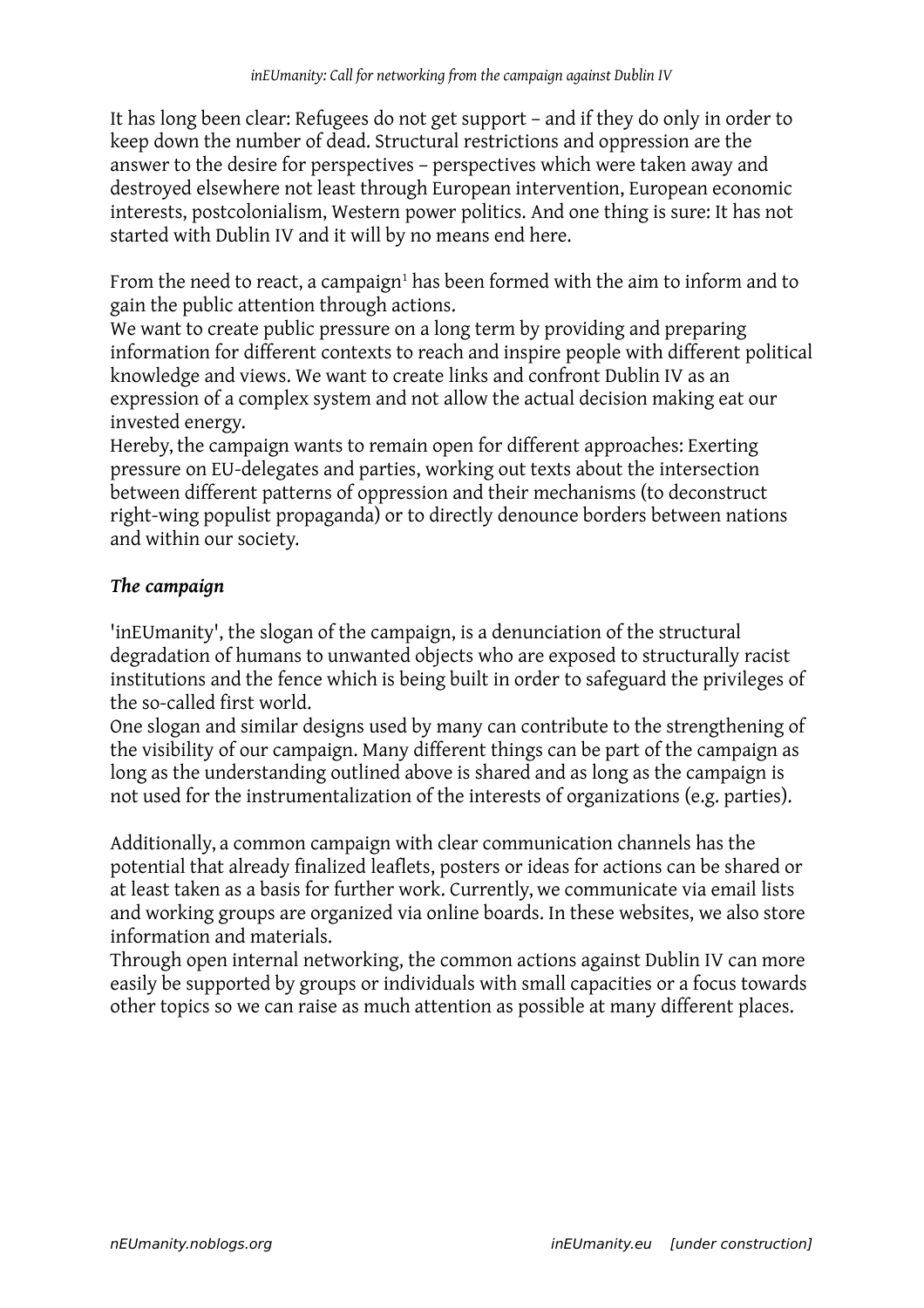It has long been clear: Refugees do not get support – and if they do only in order to keep down the number of dead. Structural restrictions and oppression are the answer to the desire for perspectives – perspectives which were taken away and destroyed elsewhere not least through European intervention, European economic interests, postcolonialism, Western power politics. And one thing is sure: It has not started with Dublin IV and it will by no means end here.

From the need to react, a campaign[1] has been formed with the aim to inform and to gain the public attention through actions.
We want to create public pressure on a long term by providing and preparing information for different contexts to reach and inspire people with different political knowledge and views. We want to create links and confront Dublin IV as an expression of a complex system and not allow the actual decision making eat our invested energy.
Hereby, the campaign wants to remain open for different approaches: Exerting pressure on EU-delegates and parties, working out texts about the intersection between different patterns of oppression and their mechanisms (to deconstruct right-wing populist propaganda) or to directly denounce borders between nations and within our society.

### *The campaign*

'inEUmanity', the slogan of the campaign, is a denunciation of the structural degradation of humans to unwanted objects who are exposed to structurally racist institutions and the fence which is being built in order to safeguard the privileges of the so-called first world.
One slogan and similar designs used by many can contribute to the strengthening of the visibility of our campaign. Many different things can be part of the campaign as long as the understanding outlined above is shared and as long as the campaign is not used for the instrumentalization of the interests of organizations (e.g. parties).

Additionally, a common campaign with clear communication channels has the potential that already finalized leaflets, posters or ideas for actions can be shared or at least taken as a basis for further work. Currently, we communicate via email lists and working groups are organized via online boards. In these websites, we also store information and materials.
Through open internal networking, the common actions against Dublin IV can more easily be supported by groups or individuals with small capacities or a focus towards other topics so we can raise as much attention as possible at many different places.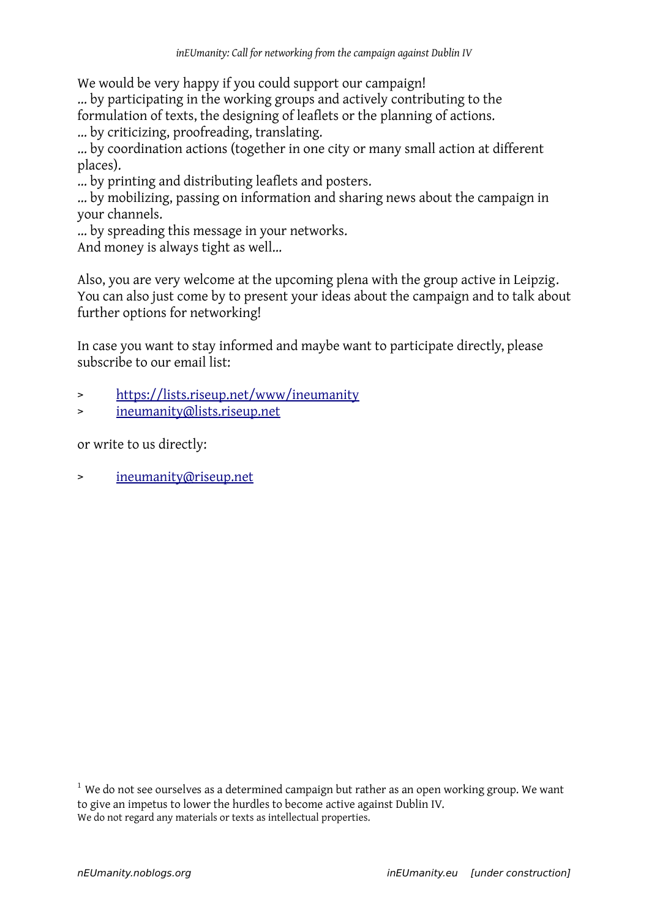We would be very happy if you could support our campaign!
... by participating in the working groups and actively contributing to the formulation of texts, the designing of leaflets or the planning of actions.
... by criticizing, proofreading, translating.
... by coordination actions (together in one city or many small action at different places).
... by printing and distributing leaflets and posters.
... by mobilizing, passing on information and sharing news about the campaign in your channels.
... by spreading this message in your networks.
And money is always tight as well...

Also, you are very welcome at the upcoming plena with the group active in Leipzig. You can also just come by to present your ideas about the campaign and to talk about further options for networking!

In case you want to stay informed and maybe want to participate directly, please subscribe to our email list:

> https://lists.riseup.net/www/ineumanity
> ineumanity@lists.riseup.net

or write to us directly:

> ineumanity@riseup.net

[1] We do not see ourselves as a determined campaign but rather as an open working group. We want to give an impetus to lower the hurdles to become active against Dublin IV.
We do not regard any materials or texts as intellectual properties.